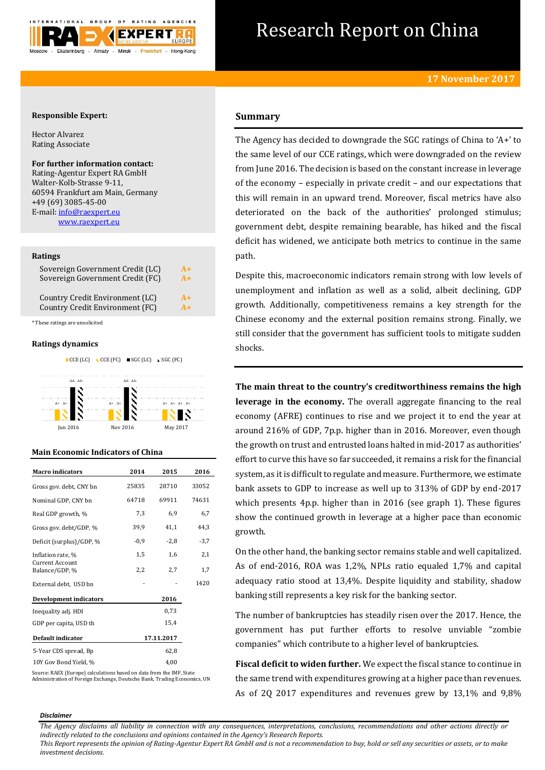# Research Report on China

**17 November 2017**

**Responsible Expert:**

Hector Alvarez
Rating Associate

**For further information contact:**
Rating-Agentur Expert RA GmbH
Walter-Kolb-Strasse 9-11,
60594 Frankfurt am Main, Germany
+49 (69) 3085-45-00
E-mail: info@raexpert.eu
www.raexpert.eu

## Ratings

| | |
|---|---|
| Sovereign Government Credit (LC) | A+ |
| Sovereign Government Credit (FC) | A+ |
| Country Credit Environment (LC) | A+ |
| Country Credit Environment (FC) | A+ |

*These ratings are unsolicited

## Ratings dynamics

CCE (LC) CCE (FC) SGC (LC) SGC (FC)

| | CCE (LC) | CCE (FC) | SGC (LC) | SGC (FC) |
|---|---|---|---|---|
| Jun 2016 | A+ | A+ | AA- | AA- |
| Nov 2016 | A+ | A+ | AA- | AA- |
| May 2017 | A+ | A+ | A+ | A+ |

## Main Economic Indicators of China

| Macro indicators | 2014 | 2015 | 2016 |
|---|---|---|---|
| Gross gov. debt, CNY bn | 25835 | 28710 | 33052 |
| Nominal GDP, CNY bn | 64718 | 69911 | 74631 |
| Real GDP growth, % | 7,3 | 6,9 | 6,7 |
| Gross gov. debt/GDP, % | 39,9 | 41,1 | 44,3 |
| Deficit (surplus)/GDP, % | -0,9 | -2,8 | -3,7 |
| Inflation rate, % | 1,5 | 1,6 | 2,1 |
| Current Account Balance/GDP, % | 2,2 | 2,7 | 1,7 |
| External debt, USD bn | - | - | 1420 |

| Development indicators | 2016 |
|---|---|
| Inequality adj. HDI | 0,73 |
| GDP per capita, USD th | 15,4 |

| Default indicator | 17.11.2017 |
|---|---|
| 5-Year CDS spread, Bp | 62,8 |
| 10Y Gov Bond Yield, % | 4,00 |

Source: RAEX (Europe) calculations based on data from the IMF, State Administration of Foreign Exchange, Deutsche Bank, Trading Economics, UN

## Summary

The Agency has decided to downgrade the SGC ratings of China to 'A+' to the same level of our CCE ratings, which were downgraded on the review from June 2016. The decision is based on the constant increase in leverage of the economy – especially in private credit – and our expectations that this will remain in an upward trend. Moreover, fiscal metrics have also deteriorated on the back of the authorities' prolonged stimulus; government debt, despite remaining bearable, has hiked and the fiscal deficit has widened, we anticipate both metrics to continue in the same path.

Despite this, macroeconomic indicators remain strong with low levels of unemployment and inflation as well as a solid, albeit declining, GDP growth. Additionally, competitiveness remains a key strength for the Chinese economy and the external position remains strong. Finally, we still consider that the government has sufficient tools to mitigate sudden shocks.

**The main threat to the country's creditworthiness remains the high leverage in the economy.** The overall aggregate financing to the real economy (AFRE) continues to rise and we project it to end the year at around 216% of GDP, 7p.p. higher than in 2016. Moreover, even though the growth on trust and entrusted loans halted in mid-2017 as authorities' effort to curve this have so far succeeded, it remains a risk for the financial system, as it is difficult to regulate and measure. Furthermore, we estimate bank assets to GDP to increase as well up to 313% of GDP by end-2017 which presents 4p.p. higher than in 2016 (see graph 1). These figures show the continued growth in leverage at a higher pace than economic growth.

On the other hand, the banking sector remains stable and well capitalized. As of end-2016, ROA was 1,2%, NPLs ratio equaled 1,7% and capital adequacy ratio stood at 13,4%. Despite liquidity and stability, shadow banking still represents a key risk for the banking sector.

The number of bankruptcies has steadily risen over the 2017. Hence, the government has put further efforts to resolve unviable "zombie companies" which contribute to a higher level of bankruptcies.

**Fiscal deficit to widen further.** We expect the fiscal stance to continue in the same trend with expenditures growing at a higher pace than revenues. As of 2Q 2017 expenditures and revenues grew by 13,1% and 9,8%

***Disclaimer***

*The Agency disclaims all liability in connection with any consequences, interpretations, conclusions, recommendations and other actions directly or indirectly related to the conclusions and opinions contained in the Agency's Research Reports.*
*This Report represents the opinion of Rating-Agentur Expert RA GmbH and is not a recommendation to buy, hold or sell any securities or assets, or to make investment decisions.*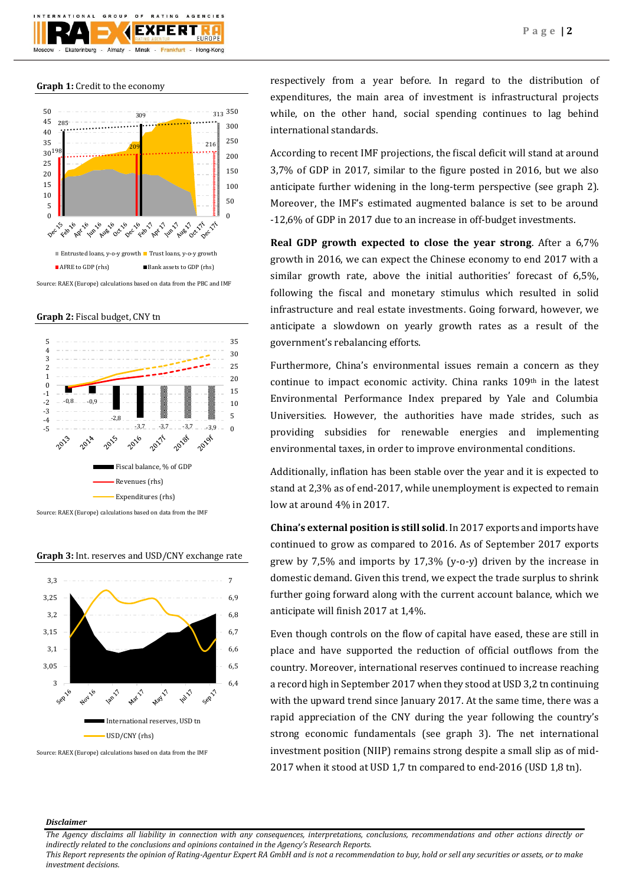**Graph 1:** Credit to the economy

Source: RAEX (Europe) calculations based on data from the PBC and IMF

**Graph 2:** Fiscal budget, CNY tn

Source: RAEX (Europe) calculations based on data from the IMF

**Graph 3:** Int. reserves and USD/CNY exchange rate

Source: RAEX (Europe) calculations based on data from the IMF

respectively from a year before. In regard to the distribution of expenditures, the main area of investment is infrastructural projects while, on the other hand, social spending continues to lag behind international standards.

According to recent IMF projections, the fiscal deficit will stand at around 3,7% of GDP in 2017, similar to the figure posted in 2016, but we also anticipate further widening in the long-term perspective (see graph 2). Moreover, the IMF's estimated augmented balance is set to be around -12,6% of GDP in 2017 due to an increase in off-budget investments.

**Real GDP growth expected to close the year strong**. After a 6,7% growth in 2016, we can expect the Chinese economy to end 2017 with a similar growth rate, above the initial authorities' forecast of 6,5%, following the fiscal and monetary stimulus which resulted in solid infrastructure and real estate investments. Going forward, however, we anticipate a slowdown on yearly growth rates as a result of the government's rebalancing efforts.

Furthermore, China's environmental issues remain a concern as they continue to impact economic activity. China ranks 109th in the latest Environmental Performance Index prepared by Yale and Columbia Universities. However, the authorities have made strides, such as providing subsidies for renewable energies and implementing environmental taxes, in order to improve environmental conditions.

Additionally, inflation has been stable over the year and it is expected to stand at 2,3% as of end-2017, while unemployment is expected to remain low at around 4% in 2017.

**China's external position is still solid.** In 2017 exports and imports have continued to grow as compared to 2016. As of September 2017 exports grew by 7,5% and imports by 17,3% (y-o-y) driven by the increase in domestic demand. Given this trend, we expect the trade surplus to shrink further going forward along with the current account balance, which we anticipate will finish 2017 at 1,4%.

Even though controls on the flow of capital have eased, these are still in place and have supported the reduction of official outflows from the country. Moreover, international reserves continued to increase reaching a record high in September 2017 when they stood at USD 3,2 tn continuing with the upward trend since January 2017. At the same time, there was a rapid appreciation of the CNY during the year following the country's strong economic fundamentals (see graph 3). The net international investment position (NIIP) remains strong despite a small slip as of mid-2017 when it stood at USD 1,7 tn compared to end-2016 (USD 1,8 tn).

***Disclaimer***

*The Agency disclaims all liability in connection with any consequences, interpretations, conclusions, recommendations and other actions directly or indirectly related to the conclusions and opinions contained in the Agency's Research Reports.*
*This Report represents the opinion of Rating-Agentur Expert RA GmbH and is not a recommendation to buy, hold or sell any securities or assets, or to make investment decisions.*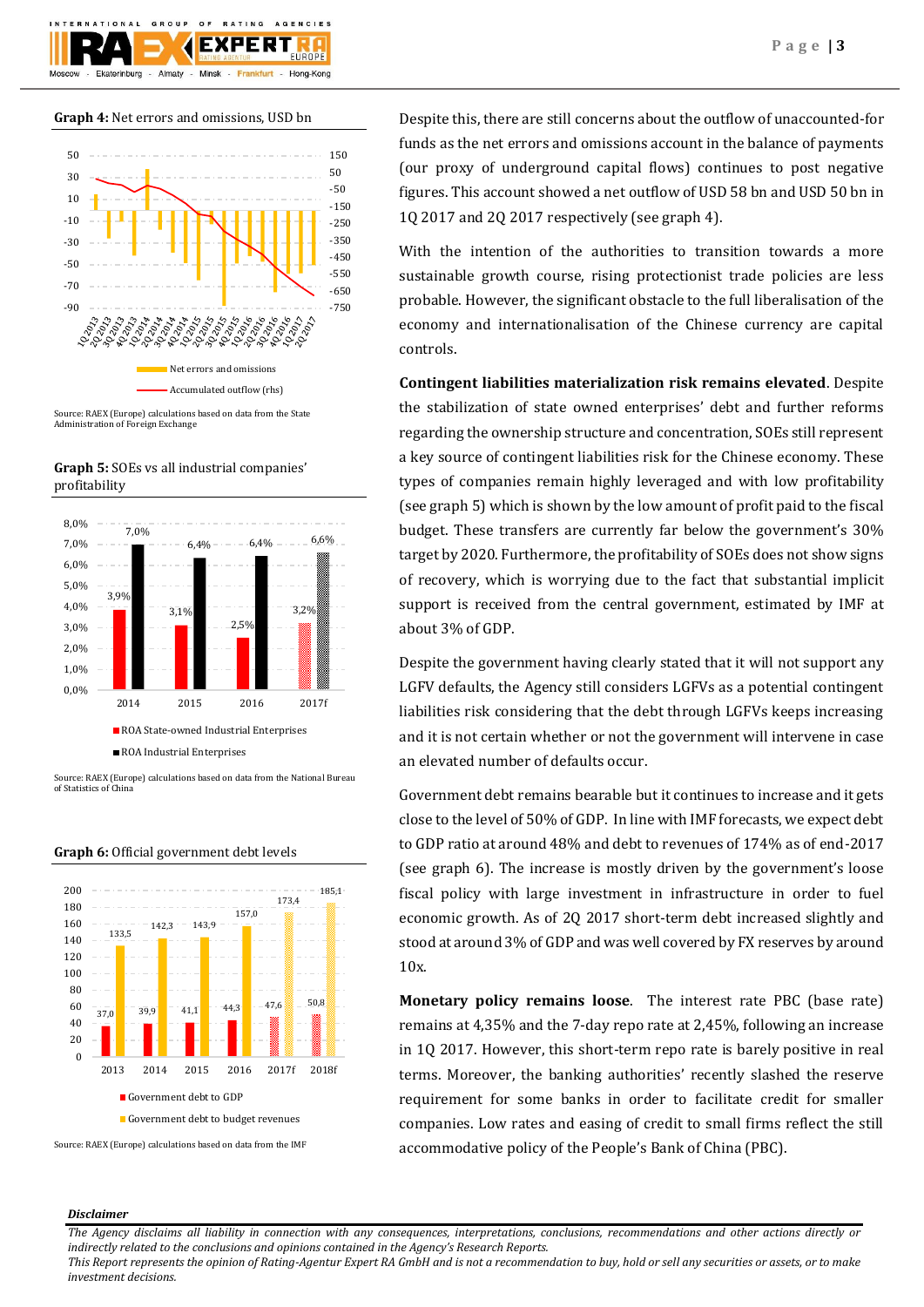**Graph 4:** Net errors and omissions, USD bn

Source: RAEX (Europe) calculations based on data from the State Administration of Foreign Exchange

**Graph 5:** SOEs vs all industrial companies' profitability

| | 2014 | 2015 | 2016 | 2017f |
|---|---|---|---|---|
| ROA State-owned Industrial Enterprises | 3,9% | 3,1% | 2,5% | 3,2% |
| ROA Industrial Enterprises | 7,0% | 6,4% | 6,4% | 6,6% |

Source: RAEX (Europe) calculations based on data from the National Bureau of Statistics of China

**Graph 6:** Official government debt levels

| | 2013 | 2014 | 2015 | 2016 | 2017f | 2018f |
|---|---|---|---|---|---|---|
| Government debt to GDP | 37,0 | 39,9 | 41,1 | 44,3 | 47,6 | 50,8 |
| Government debt to budget revenues | 133,5 | 142,3 | 143,9 | 157,0 | 173,4 | 185,1 |

Source: RAEX (Europe) calculations based on data from the IMF

Despite this, there are still concerns about the outflow of unaccounted-for funds as the net errors and omissions account in the balance of payments (our proxy of underground capital flows) continues to post negative figures. This account showed a net outflow of USD 58 bn and USD 50 bn in 1Q 2017 and 2Q 2017 respectively (see graph 4).

With the intention of the authorities to transition towards a more sustainable growth course, rising protectionist trade policies are less probable. However, the significant obstacle to the full liberalisation of the economy and internationalisation of the Chinese currency are capital controls.

**Contingent liabilities materialization risk remains elevated**. Despite the stabilization of state owned enterprises' debt and further reforms regarding the ownership structure and concentration, SOEs still represent a key source of contingent liabilities risk for the Chinese economy. These types of companies remain highly leveraged and with low profitability (see graph 5) which is shown by the low amount of profit paid to the fiscal budget. These transfers are currently far below the government's 30% target by 2020. Furthermore, the profitability of SOEs does not show signs of recovery, which is worrying due to the fact that substantial implicit support is received from the central government, estimated by IMF at about 3% of GDP.

Despite the government having clearly stated that it will not support any LGFV defaults, the Agency still considers LGFVs as a potential contingent liabilities risk considering that the debt through LGFVs keeps increasing and it is not certain whether or not the government will intervene in case an elevated number of defaults occur.

Government debt remains bearable but it continues to increase and it gets close to the level of 50% of GDP. In line with IMF forecasts, we expect debt to GDP ratio at around 48% and debt to revenues of 174% as of end-2017 (see graph 6). The increase is mostly driven by the government's loose fiscal policy with large investment in infrastructure in order to fuel economic growth. As of 2Q 2017 short-term debt increased slightly and stood at around 3% of GDP and was well covered by FX reserves by around 10x.

**Monetary policy remains loose**. The interest rate PBC (base rate) remains at 4,35% and the 7-day repo rate at 2,45%, following an increase in 1Q 2017. However, this short-term repo rate is barely positive in real terms. Moreover, the banking authorities' recently slashed the reserve requirement for some banks in order to facilitate credit for smaller companies. Low rates and easing of credit to small firms reflect the still accommodative policy of the People's Bank of China (PBC).

***Disclaimer***

*The Agency disclaims all liability in connection with any consequences, interpretations, conclusions, recommendations and other actions directly or indirectly related to the conclusions and opinions contained in the Agency's Research Reports.*

*This Report represents the opinion of Rating-Agentur Expert RA GmbH and is not a recommendation to buy, hold or sell any securities or assets, or to make investment decisions.*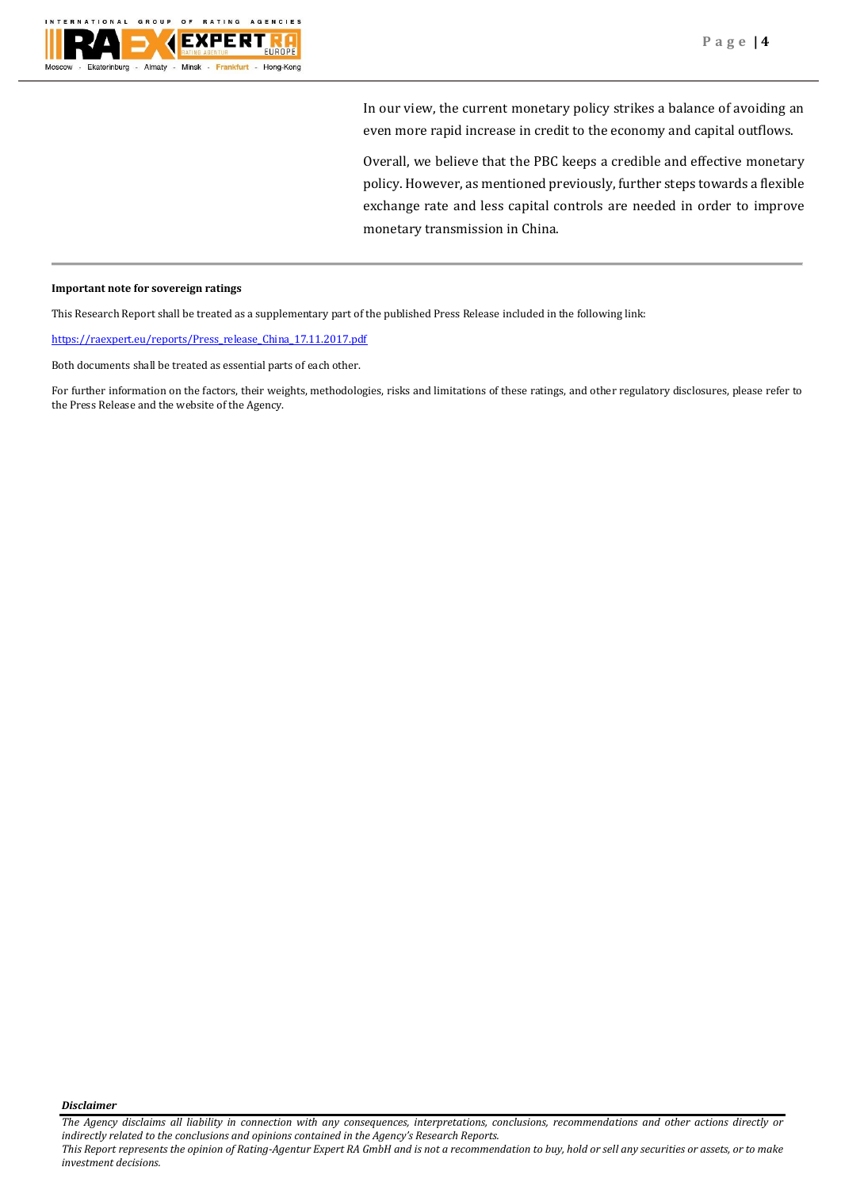In our view, the current monetary policy strikes a balance of avoiding an even more rapid increase in credit to the economy and capital outflows.

Overall, we believe that the PBC keeps a credible and effective monetary policy. However, as mentioned previously, further steps towards a flexible exchange rate and less capital controls are needed in order to improve monetary transmission in China.

---

**Important note for sovereign ratings**

This Research Report shall be treated as a supplementary part of the published Press Release included in the following link:

https://raexpert.eu/reports/Press_release_China_17.11.2017.pdf

Both documents shall be treated as essential parts of each other.

For further information on the factors, their weights, methodologies, risks and limitations of these ratings, and other regulatory disclosures, please refer to the Press Release and the website of the Agency.

***Disclaimer***

*The Agency disclaims all liability in connection with any consequences, interpretations, conclusions, recommendations and other actions directly or indirectly related to the conclusions and opinions contained in the Agency's Research Reports.*

*This Report represents the opinion of Rating-Agentur Expert RA GmbH and is not a recommendation to buy, hold or sell any securities or assets, or to make investment decisions.*